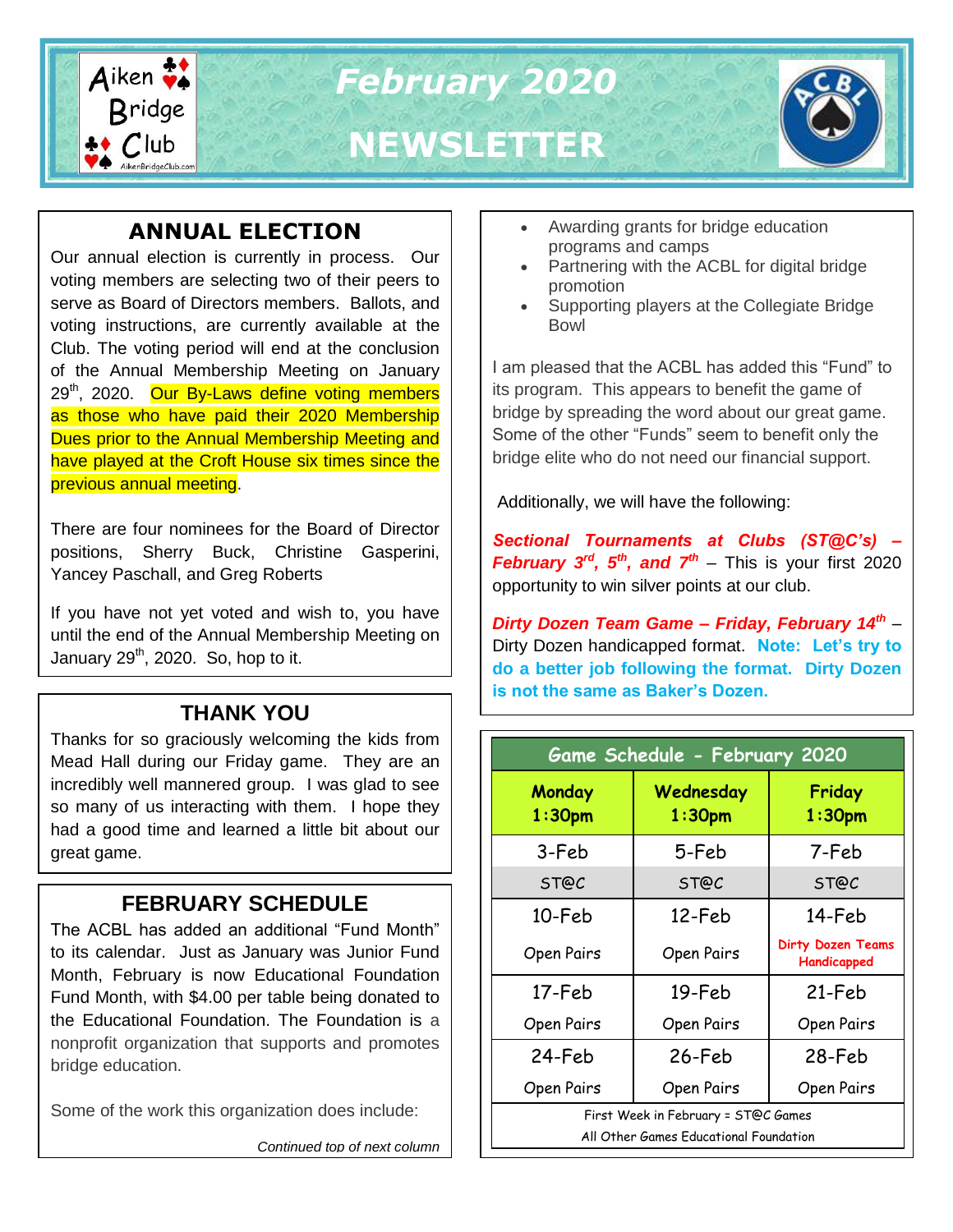# February 2020 NEWSLETTER

## ANNUAL ELECTION

Our annual election is currently in process. Our voting members are selecting two of their peers to serve as Board of Directors members. Ballots, and voting instructions, are currently available at the Club. The voting period will end at the conclusion of the Annual Membership Meeting on January 29th, 2020. Our By-Laws define voting members as those who have paid their 2020 Membership Dues prior to the Annual Membership Meeting and have played at the Croft House six times since the previous annual meeting.

There are four nominees for the Board of Director positions, Sherry Buck, Christine Gasperini, Yancey Paschall, and Greg Roberts

If you have not yet voted and wish to, you have until the end of the Annual Membership Meeting on January 29th, 2020. So, hop to it.

## THANK YOU

Thanks for so graciously welcoming the kids from Mead Hall during our Friday game. They are an incredibly well mannered group. I was glad to see so many of us interacting with them. I hope they had a good time and learned a little bit about our great game.

## FEBRUARY SCHEDULE

The ACBL has added an additional "Fund Month" to its calendar. Just as January was Junior Fund Month, February is now Educational Foundation Fund Month, with $4.00 per table being donated to the Educational Foundation. The Foundation is a nonprofit organization that supports and promotes bridge education.

Some of the work this organization does include:

*Continued top of next column*

- Awarding grants for bridge education programs and camps
- Partnering with the ACBL for digital bridge promotion
- Supporting players at the Collegiate Bridge Bowl

I am pleased that the ACBL has added this "Fund" to its program. This appears to benefit the game of bridge by spreading the word about our great game. Some of the other "Funds" seem to benefit only the bridge elite who do not need our financial support.

Additionally, we will have the following:

***Sectional Tournaments at Clubs (ST@C's) – February 3rd, 5th, and 7th*** – This is your first 2020 opportunity to win silver points at our club.

***Dirty Dozen Team Game – Friday, February 14th*** – Dirty Dozen handicapped format. **Note: Let's try to do a better job following the format. Dirty Dozen is not the same as Baker's Dozen.**

| Game Schedule - February 2020 | | |
|---|---|---|
| **Monday 1:30pm** | **Wednesday 1:30pm** | **Friday 1:30pm** |
| 3-Feb ST@C | 5-Feb ST@C | 7-Feb ST@C |
| 10-Feb Open Pairs | 12-Feb Open Pairs | 14-Feb Dirty Dozen Teams Handicapped |
| 17-Feb Open Pairs | 19-Feb Open Pairs | 21-Feb Open Pairs |
| 24-Feb Open Pairs | 26-Feb Open Pairs | 28-Feb Open Pairs |
| First Week in February = ST@C Games | | |
| All Other Games Educational Foundation | | |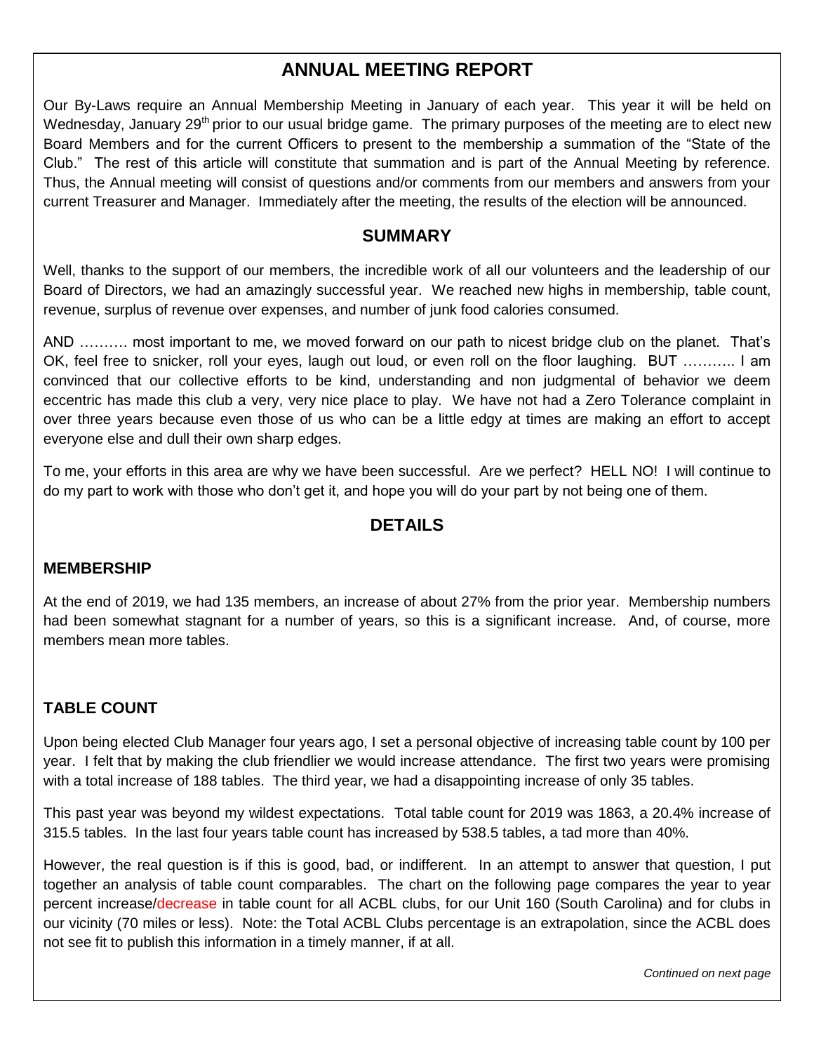# ANNUAL MEETING REPORT

Our By-Laws require an Annual Membership Meeting in January of each year. This year it will be held on Wednesday, January 29th prior to our usual bridge game. The primary purposes of the meeting are to elect new Board Members and for the current Officers to present to the membership a summation of the "State of the Club." The rest of this article will constitute that summation and is part of the Annual Meeting by reference. Thus, the Annual meeting will consist of questions and/or comments from our members and answers from your current Treasurer and Manager. Immediately after the meeting, the results of the election will be announced.

## SUMMARY

Well, thanks to the support of our members, the incredible work of all our volunteers and the leadership of our Board of Directors, we had an amazingly successful year. We reached new highs in membership, table count, revenue, surplus of revenue over expenses, and number of junk food calories consumed.

AND ………. most important to me, we moved forward on our path to nicest bridge club on the planet. That's OK, feel free to snicker, roll your eyes, laugh out loud, or even roll on the floor laughing. BUT ……….. I am convinced that our collective efforts to be kind, understanding and non judgmental of behavior we deem eccentric has made this club a very, very nice place to play. We have not had a Zero Tolerance complaint in over three years because even those of us who can be a little edgy at times are making an effort to accept everyone else and dull their own sharp edges.

To me, your efforts in this area are why we have been successful. Are we perfect? HELL NO! I will continue to do my part to work with those who don't get it, and hope you will do your part by not being one of them.

## DETAILS

### MEMBERSHIP

At the end of 2019, we had 135 members, an increase of about 27% from the prior year. Membership numbers had been somewhat stagnant for a number of years, so this is a significant increase. And, of course, more members mean more tables.

### TABLE COUNT

Upon being elected Club Manager four years ago, I set a personal objective of increasing table count by 100 per year. I felt that by making the club friendlier we would increase attendance. The first two years were promising with a total increase of 188 tables. The third year, we had a disappointing increase of only 35 tables.

This past year was beyond my wildest expectations. Total table count for 2019 was 1863, a 20.4% increase of 315.5 tables. In the last four years table count has increased by 538.5 tables, a tad more than 40%.

However, the real question is if this is good, bad, or indifferent. In an attempt to answer that question, I put together an analysis of table count comparables. The chart on the following page compares the year to year percent increase/decrease in table count for all ACBL clubs, for our Unit 160 (South Carolina) and for clubs in our vicinity (70 miles or less). Note: the Total ACBL Clubs percentage is an extrapolation, since the ACBL does not see fit to publish this information in a timely manner, if at all.

*Continued on next page*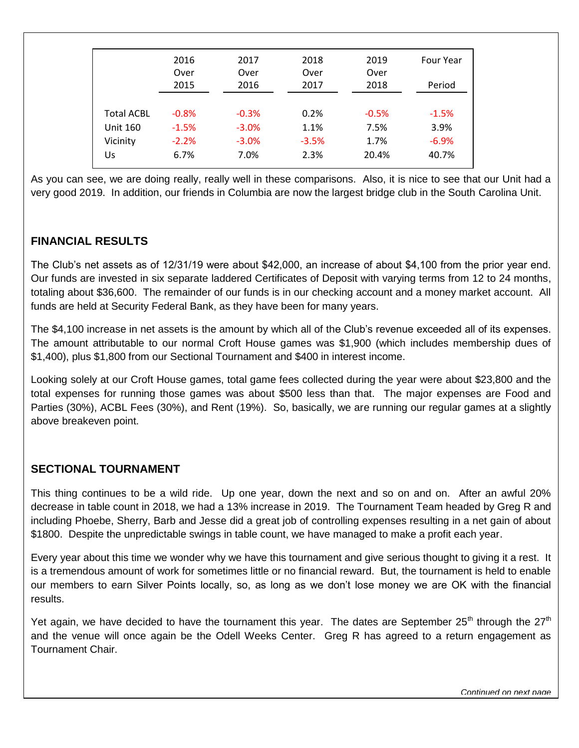| | 2016 Over 2015 | 2017 Over 2016 | 2018 Over 2017 | 2019 Over 2018 | Four Year Period |
|---|---|---|---|---|---|
| Total ACBL | -0.8% | -0.3% | 0.2% | -0.5% | -1.5% |
| Unit 160 | -1.5% | -3.0% | 1.1% | 7.5% | 3.9% |
| Vicinity | -2.2% | -3.0% | -3.5% | 1.7% | -6.9% |
| Us | 6.7% | 7.0% | 2.3% | 20.4% | 40.7% |

As you can see, we are doing really, really well in these comparisons. Also, it is nice to see that our Unit had a very good 2019. In addition, our friends in Columbia are now the largest bridge club in the South Carolina Unit.

## FINANCIAL RESULTS

The Club's net assets as of 12/31/19 were about $42,000, an increase of about $4,100 from the prior year end. Our funds are invested in six separate laddered Certificates of Deposit with varying terms from 12 to 24 months, totaling about $36,600. The remainder of our funds is in our checking account and a money market account. All funds are held at Security Federal Bank, as they have been for many years.

The $4,100 increase in net assets is the amount by which all of the Club's revenue exceeded all of its expenses. The amount attributable to our normal Croft House games was $1,900 (which includes membership dues of $1,400), plus $1,800 from our Sectional Tournament and $400 in interest income.

Looking solely at our Croft House games, total game fees collected during the year were about $23,800 and the total expenses for running those games was about $500 less than that. The major expenses are Food and Parties (30%), ACBL Fees (30%), and Rent (19%). So, basically, we are running our regular games at a slightly above breakeven point.

## SECTIONAL TOURNAMENT

This thing continues to be a wild ride. Up one year, down the next and so on and on. After an awful 20% decrease in table count in 2018, we had a 13% increase in 2019. The Tournament Team headed by Greg R and including Phoebe, Sherry, Barb and Jesse did a great job of controlling expenses resulting in a net gain of about $1800. Despite the unpredictable swings in table count, we have managed to make a profit each year.

Every year about this time we wonder why we have this tournament and give serious thought to giving it a rest. It is a tremendous amount of work for sometimes little or no financial reward. But, the tournament is held to enable our members to earn Silver Points locally, so, as long as we don't lose money we are OK with the financial results.

Yet again, we have decided to have the tournament this year. The dates are September 25th through the 27th and the venue will once again be the Odell Weeks Center. Greg R has agreed to a return engagement as Tournament Chair.

*Continued on next page*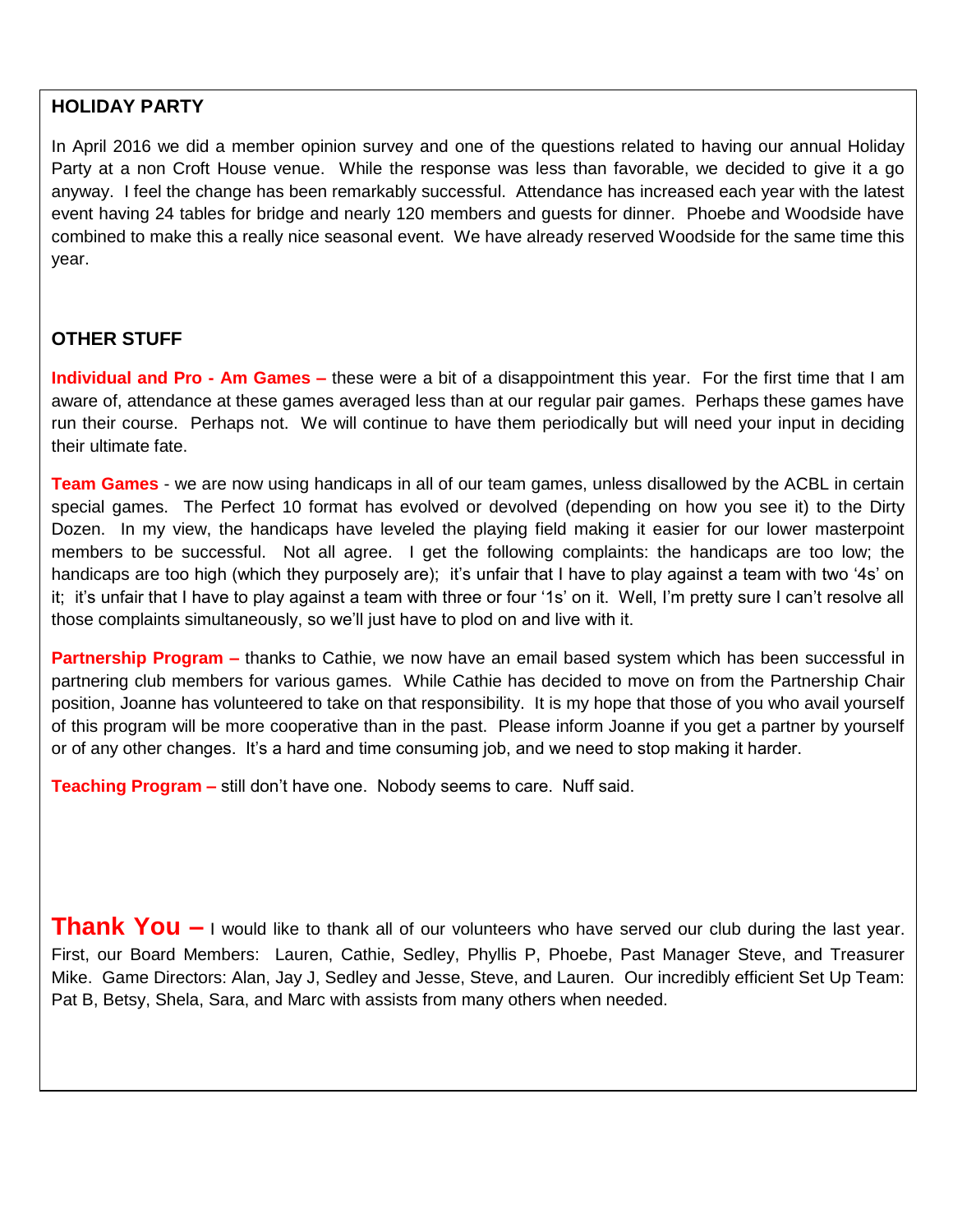## HOLIDAY PARTY

In April 2016 we did a member opinion survey and one of the questions related to having our annual Holiday Party at a non Croft House venue. While the response was less than favorable, we decided to give it a go anyway. I feel the change has been remarkably successful. Attendance has increased each year with the latest event having 24 tables for bridge and nearly 120 members and guests for dinner. Phoebe and Woodside have combined to make this a really nice seasonal event. We have already reserved Woodside for the same time this year.

## OTHER STUFF

**Individual and Pro - Am Games –** these were a bit of a disappointment this year. For the first time that I am aware of, attendance at these games averaged less than at our regular pair games. Perhaps these games have run their course. Perhaps not. We will continue to have them periodically but will need your input in deciding their ultimate fate.

**Team Games** - we are now using handicaps in all of our team games, unless disallowed by the ACBL in certain special games. The Perfect 10 format has evolved or devolved (depending on how you see it) to the Dirty Dozen. In my view, the handicaps have leveled the playing field making it easier for our lower masterpoint members to be successful. Not all agree. I get the following complaints: the handicaps are too low; the handicaps are too high (which they purposely are); it's unfair that I have to play against a team with two '4s' on it; it's unfair that I have to play against a team with three or four '1s' on it. Well, I'm pretty sure I can't resolve all those complaints simultaneously, so we'll just have to plod on and live with it.

**Partnership Program –** thanks to Cathie, we now have an email based system which has been successful in partnering club members for various games. While Cathie has decided to move on from the Partnership Chair position, Joanne has volunteered to take on that responsibility. It is my hope that those of you who avail yourself of this program will be more cooperative than in the past. Please inform Joanne if you get a partner by yourself or of any other changes. It's a hard and time consuming job, and we need to stop making it harder.

**Teaching Program –** still don't have one. Nobody seems to care. Nuff said.

**Thank You –** I would like to thank all of our volunteers who have served our club during the last year. First, our Board Members: Lauren, Cathie, Sedley, Phyllis P, Phoebe, Past Manager Steve, and Treasurer Mike. Game Directors: Alan, Jay J, Sedley and Jesse, Steve, and Lauren. Our incredibly efficient Set Up Team: Pat B, Betsy, Shela, Sara, and Marc with assists from many others when needed.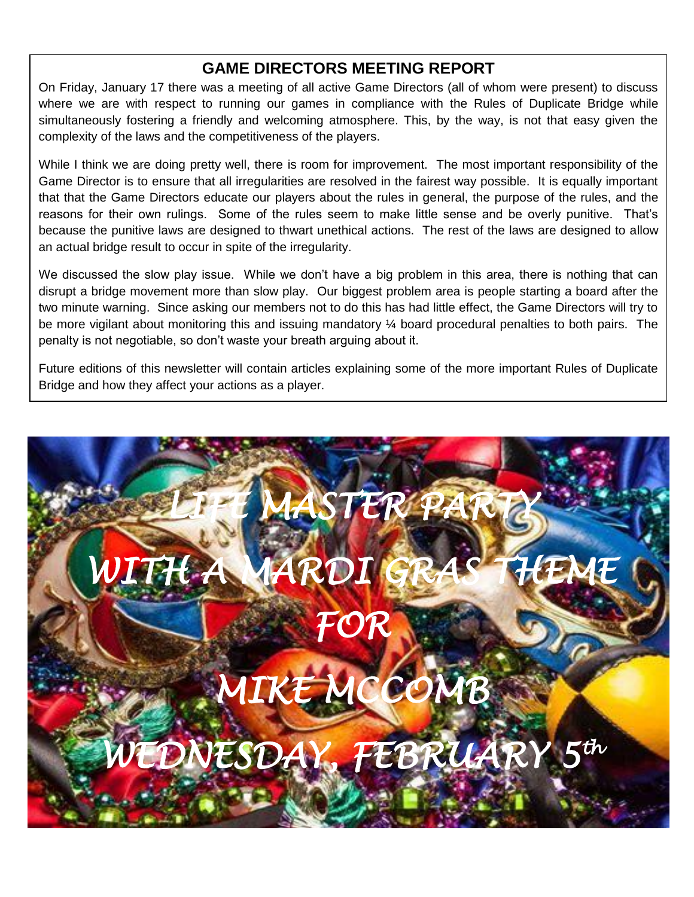## GAME DIRECTORS MEETING REPORT

On Friday, January 17 there was a meeting of all active Game Directors (all of whom were present) to discuss where we are with respect to running our games in compliance with the Rules of Duplicate Bridge while simultaneously fostering a friendly and welcoming atmosphere. This, by the way, is not that easy given the complexity of the laws and the competitiveness of the players.

While I think we are doing pretty well, there is room for improvement. The most important responsibility of the Game Director is to ensure that all irregularities are resolved in the fairest way possible. It is equally important that that the Game Directors educate our players about the rules in general, the purpose of the rules, and the reasons for their own rulings. Some of the rules seem to make little sense and be overly punitive. That's because the punitive laws are designed to thwart unethical actions. The rest of the laws are designed to allow an actual bridge result to occur in spite of the irregularity.

We discussed the slow play issue. While we don't have a big problem in this area, there is nothing that can disrupt a bridge movement more than slow play. Our biggest problem area is people starting a board after the two minute warning. Since asking our members not to do this has had little effect, the Game Directors will try to be more vigilant about monitoring this and issuing mandatory ¼ board procedural penalties to both pairs. The penalty is not negotiable, so don't waste your breath arguing about it.

Future editions of this newsletter will contain articles explaining some of the more important Rules of Duplicate Bridge and how they affect your actions as a player.

*LIFE MASTER PARTY*

*WITH A MARDI GRAS THEME*

*FOR*

*MIKE MCCOMB*

*WEDNESDAY, FEBRUARY 5th*